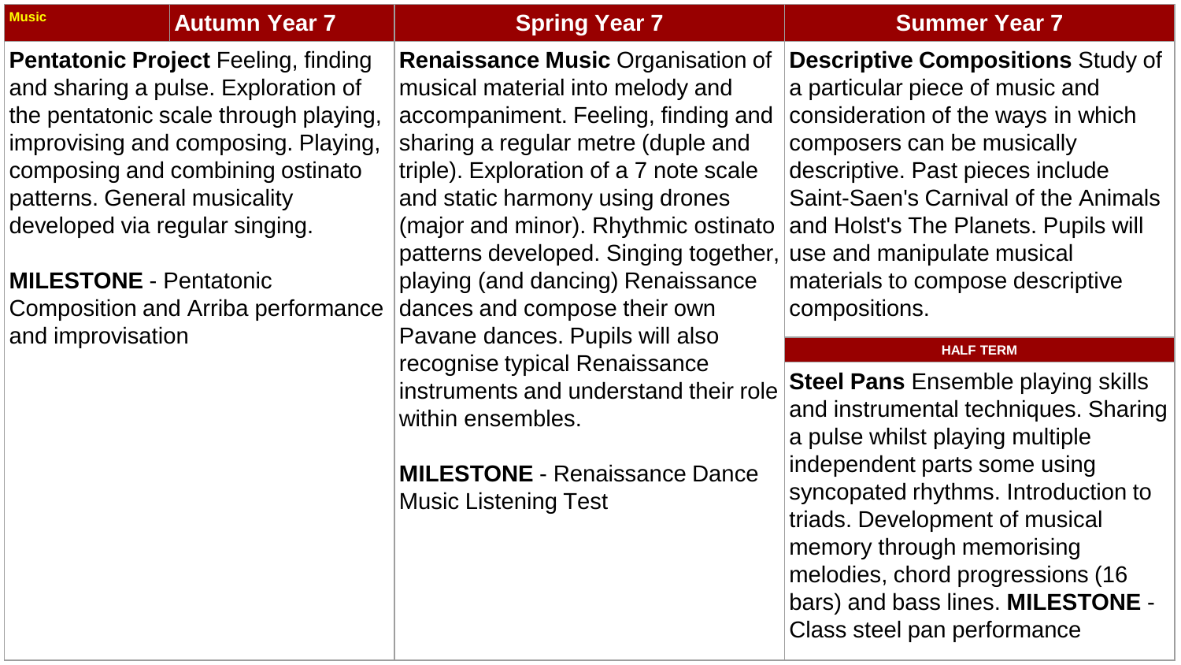| Music | Autumn Year 7 | Spring Year 7 | Summer Year 7 |
| --- | --- | --- | --- |
| **Pentatonic Project** Feeling, finding and sharing a pulse. Exploration of the pentatonic scale through playing, improvising and composing. Playing, composing and combining ostinato patterns. General musicality developed via regular singing.<br><br>**MILESTONE** - Pentatonic Composition and Arriba performance and improvisation | | **Renaissance Music** Organisation of musical material into melody and accompaniment. Feeling, finding and sharing a regular metre (duple and triple). Exploration of a 7 note scale and static harmony using drones (major and minor). Rhythmic ostinato patterns developed. Singing together, playing (and dancing) Renaissance dances and compose their own Pavane dances. Pupils will also recognise typical Renaissance instruments and understand their role within ensembles.<br><br>**MILESTONE** - Renaissance Dance Music Listening Test | **Descriptive Compositions** Study of a particular piece of music and consideration of the ways in which composers can be musically descriptive. Past pieces include Saint-Saen's Carnival of the Animals and Holst's The Planets. Pupils will use and manipulate musical materials to compose descriptive compositions.<br><br>**HALF TERM**<br><br>**Steel Pans** Ensemble playing skills and instrumental techniques. Sharing a pulse whilst playing multiple independent parts some using syncopated rhythms. Introduction to triads. Development of musical memory through memorising melodies, chord progressions (16 bars) and bass lines. **MILESTONE** - Class steel pan performance |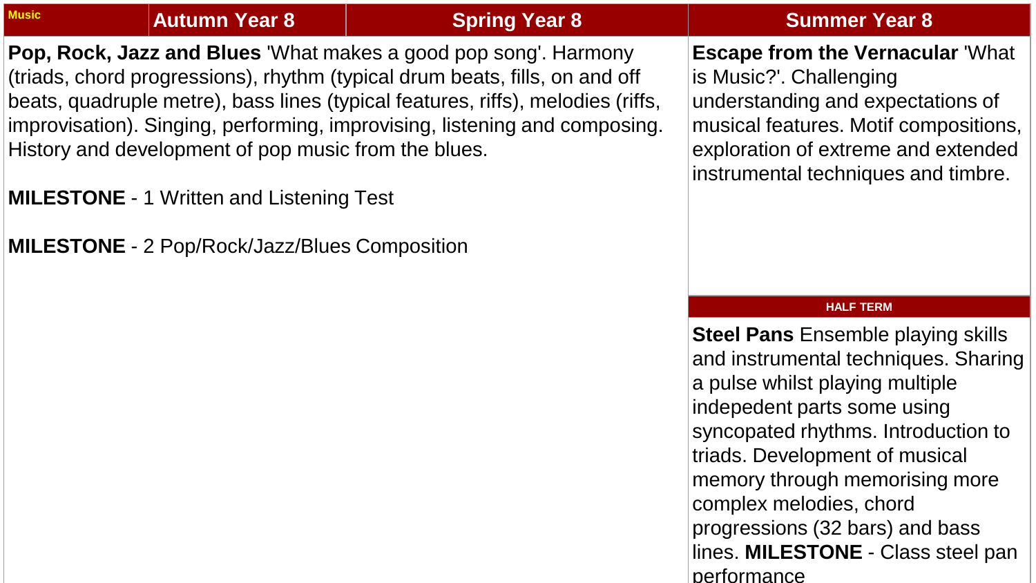| Music | Autumn Year 8 | Spring Year 8 | Summer Year 8 |
|---|---|---|---|
| | **Pop, Rock, Jazz and Blues** 'What makes a good pop song'. Harmony (triads, chord progressions), rhythm (typical drum beats, fills, on and off beats, quadruple metre), bass lines (typical features, riffs), melodies (riffs, improvisation). Singing, performing, improvising, listening and composing. History and development of pop music from the blues.<br><br>**MILESTONE** - 1 Written and Listening Test<br><br>**MILESTONE** - 2 Pop/Rock/Jazz/Blues Composition | | **Escape from the Vernacular** 'What is Music?'. Challenging understanding and expectations of musical features. Motif compositions, exploration of extreme and extended instrumental techniques and timbre.<br><br>**HALF TERM**<br><br>**Steel Pans** Ensemble playing skills and instrumental techniques. Sharing a pulse whilst playing multiple indepedent parts some using syncopated rhythms. Introduction to triads. Development of musical memory through memorising more complex melodies, chord progressions (32 bars) and bass lines. **MILESTONE** - Class steel pan performance |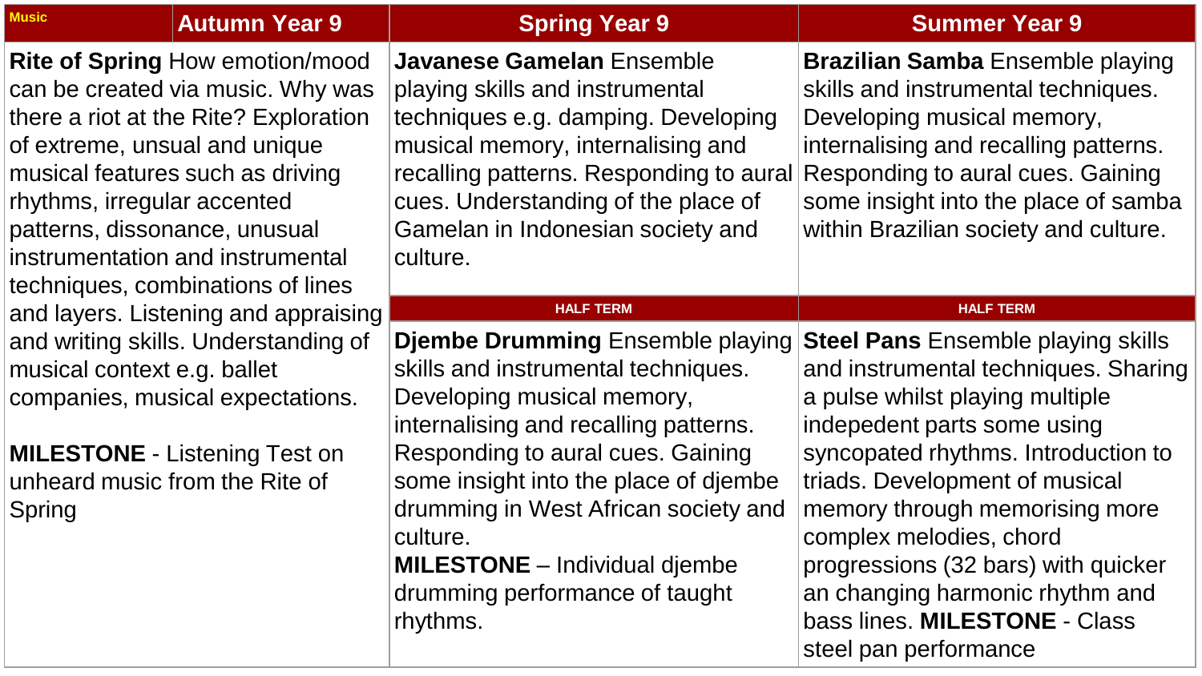| Music | Autumn Year 9 | Spring Year 9 | Summer Year 9 |
|---|---|---|---|
| | **Rite of Spring** How emotion/mood can be created via music. Why was there a riot at the Rite? Exploration of extreme, unsual and unique musical features such as driving rhythms, irregular accented patterns, dissonance, unusual instrumentation and instrumental techniques, combinations of lines and layers. Listening and appraising and writing skills. Understanding of musical context e.g. ballet companies, musical expectations.<br><br>**MILESTONE** - Listening Test on unheard music from the Rite of Spring | **Javanese Gamelan** Ensemble playing skills and instrumental techniques e.g. damping. Developing musical memory, internalising and recalling patterns. Responding to aural cues. Understanding of the place of Gamelan in Indonesian society and culture. | **Brazilian Samba** Ensemble playing skills and instrumental techniques. Developing musical memory, internalising and recalling patterns. Responding to aural cues. Gaining some insight into the place of samba within Brazilian society and culture. |
| | | **HALF TERM** | **HALF TERM** |
| | | **Djembe Drumming** Ensemble playing skills and instrumental techniques. Developing musical memory, internalising and recalling patterns. Responding to aural cues. Gaining some insight into the place of djembe drumming in West African society and culture.<br>**MILESTONE** – Individual djembe drumming performance of taught rhythms. | **Steel Pans** Ensemble playing skills and instrumental techniques. Sharing a pulse whilst playing multiple indepedent parts some using syncopated rhythms. Introduction to triads. Development of musical memory through memorising more complex melodies, chord progressions (32 bars) with quicker an changing harmonic rhythm and bass lines. **MILESTONE** - Class steel pan performance |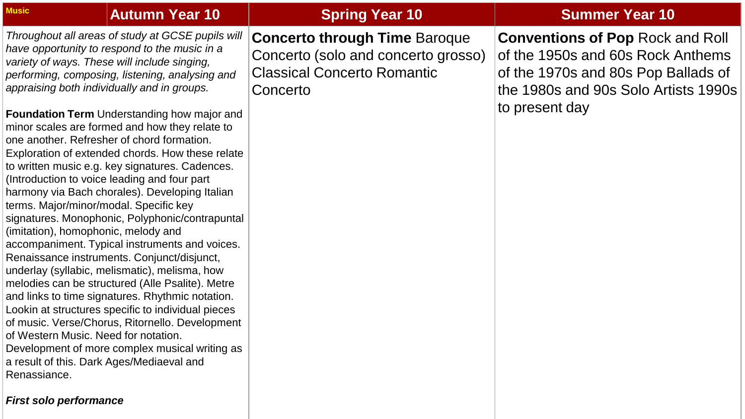| Music | Autumn Year 10 | Spring Year 10 | Summer Year 10 |
|---|---|---|---|
| | *Throughout all areas of study at GCSE pupils will have opportunity to respond to the music in a variety of ways. These will include singing, performing, composing, listening, analysing and appraising both individually and in groups.*<br><br>**Foundation Term** Understanding how major and minor scales are formed and how they relate to one another. Refresher of chord formation. Exploration of extended chords. How these relate to written music e.g. key signatures. Cadences. (Introduction to voice leading and four part harmony via Bach chorales). Developing Italian terms. Major/minor/modal. Specific key signatures. Monophonic, Polyphonic/contrapuntal (imitation), homophonic, melody and accompaniment. Typical instruments and voices. Renaissance instruments. Conjunct/disjunct, underlay (syllabic, melismatic), melisma, how melodies can be structured (Alle Psalite). Metre and links to time signatures. Rhythmic notation. Lookin at structures specific to individual pieces of music. Verse/Chorus, Ritornello. Development of Western Music. Need for notation. Development of more complex musical writing as a result of this. Dark Ages/Mediaeval and Renassiance.<br><br>***First solo performance*** | **Concerto through Time** Baroque Concerto (solo and concerto grosso) Classical Concerto Romantic Concerto | **Conventions of Pop** Rock and Roll of the 1950s and 60s Rock Anthems of the 1970s and 80s Pop Ballads of the 1980s and 90s Solo Artists 1990s to present day |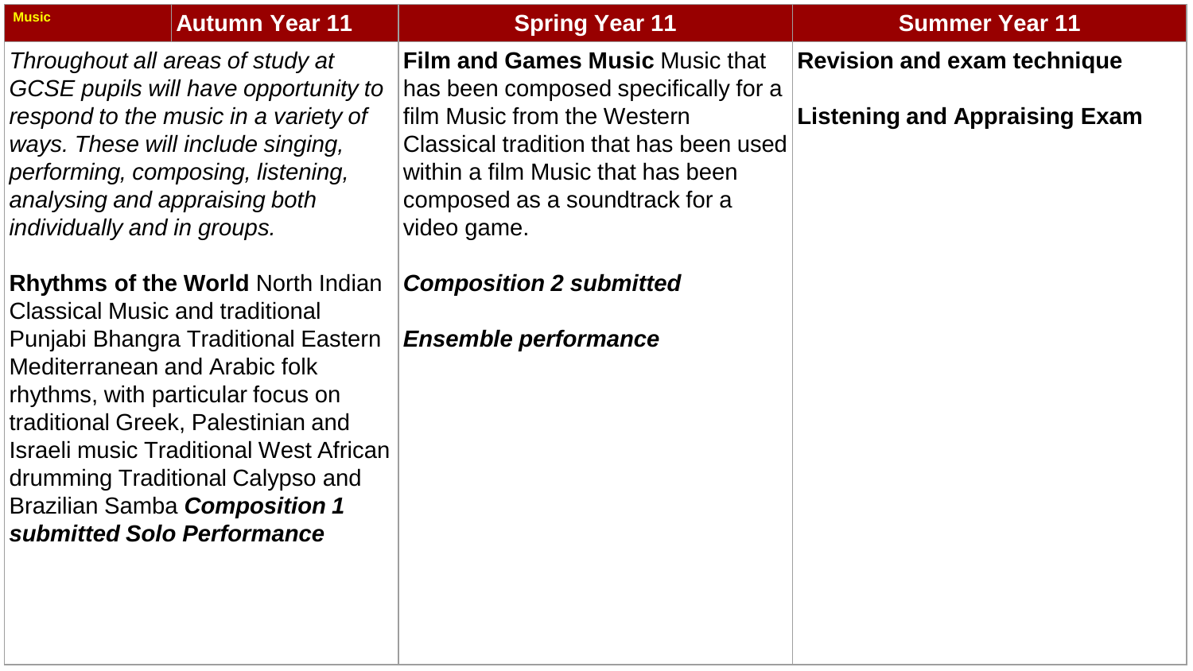| Music | Autumn Year 11 | Spring Year 11 | Summer Year 11 |
|---|---|---|---|
| *Throughout all areas of study at GCSE pupils will have opportunity to respond to the music in a variety of ways. These will include singing, performing, composing, listening, analysing and appraising both individually and in groups.*<br><br>**Rhythms of the World** North Indian Classical Music and traditional Punjabi Bhangra Traditional Eastern Mediterranean and Arabic folk rhythms, with particular focus on traditional Greek, Palestinian and Israeli music Traditional West African drumming Traditional Calypso and Brazilian Samba ***Composition 1 submitted Solo Performance*** | | **Film and Games Music** Music that has been composed specifically for a film Music from the Western Classical tradition that has been used within a film Music that has been composed as a soundtrack for a video game.<br><br>***Composition 2 submitted***<br><br>***Ensemble performance*** | **Revision and exam technique**<br><br>**Listening and Appraising Exam** |